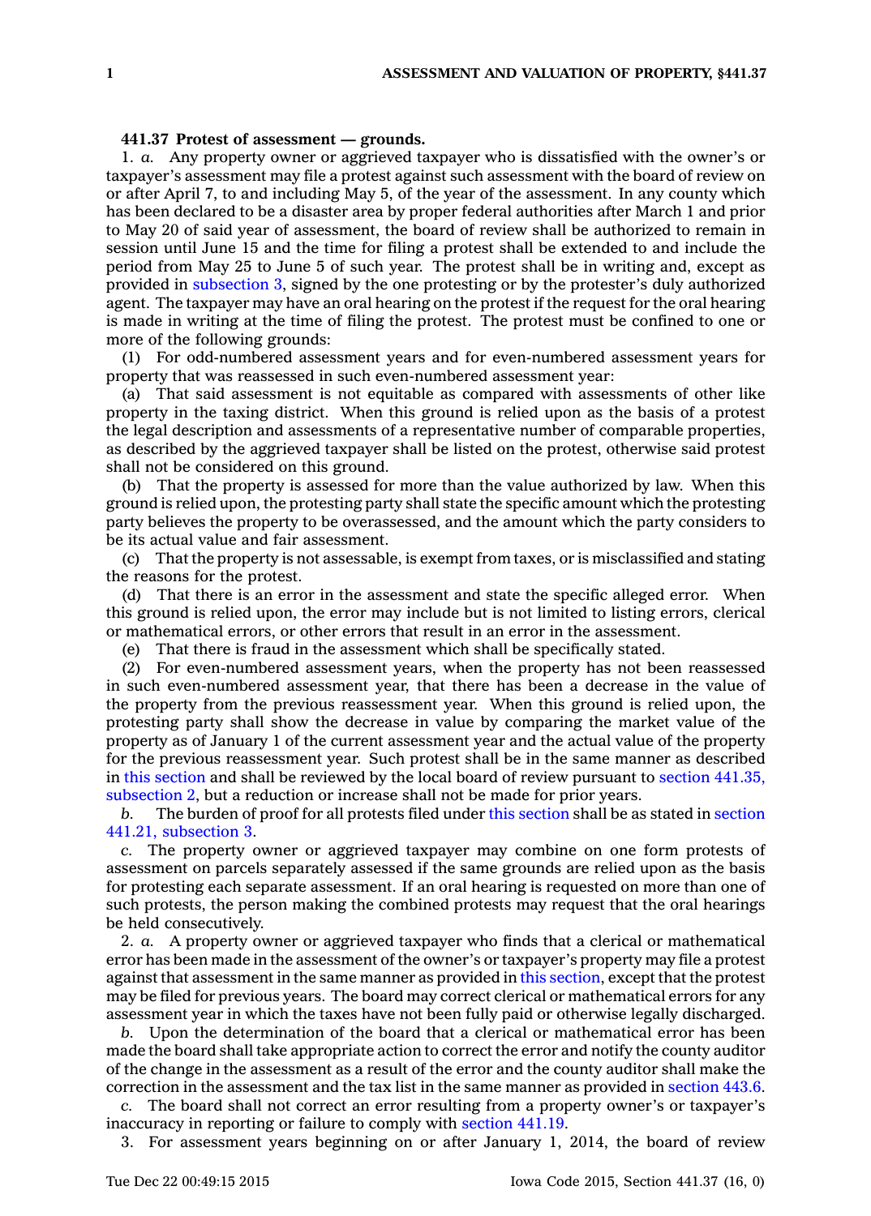**441.37 Protest of assessment — grounds.**

1. *a.* Any property owner or aggrieved taxpayer who is dissatisfied with the owner's or taxpayer's assessment may file a protest against such assessment with the board of review on or after April 7, to and including May 5, of the year of the assessment. In any county which has been declared to be a disaster area by proper federal authorities after March 1 and prior to May 20 of said year of assessment, the board of review shall be authorized to remain in session until June 15 and the time for filing a protest shall be extended to and include the period from May 25 to June 5 of such year. The protest shall be in writing and, except as provided in subsection 3, signed by the one protesting or by the protester's duly authorized agent. The taxpayer may have an oral hearing on the protest if the request for the oral hearing is made in writing at the time of filing the protest. The protest must be confined to one or more of the following grounds:

(1) For odd-numbered assessment years and for even-numbered assessment years for property that was reassessed in such even-numbered assessment year:

(a) That said assessment is not equitable as compared with assessments of other like property in the taxing district. When this ground is relied upon as the basis of a protest the legal description and assessments of a representative number of comparable properties, as described by the aggrieved taxpayer shall be listed on the protest, otherwise said protest shall not be considered on this ground.

(b) That the property is assessed for more than the value authorized by law. When this ground is relied upon, the protesting party shall state the specific amount which the protesting party believes the property to be overassessed, and the amount which the party considers to be its actual value and fair assessment.

(c) That the property is not assessable, is exempt from taxes, or is misclassified and stating the reasons for the protest.

(d) That there is an error in the assessment and state the specific alleged error. When this ground is relied upon, the error may include but is not limited to listing errors, clerical or mathematical errors, or other errors that result in an error in the assessment.

(e) That there is fraud in the assessment which shall be specifically stated.

(2) For even-numbered assessment years, when the property has not been reassessed in such even-numbered assessment year, that there has been a decrease in the value of the property from the previous reassessment year. When this ground is relied upon, the protesting party shall show the decrease in value by comparing the market value of the property as of January 1 of the current assessment year and the actual value of the property for the previous reassessment year. Such protest shall be in the same manner as described in this section and shall be reviewed by the local board of review pursuant to section 441.35, subsection 2, but a reduction or increase shall not be made for prior years.

*b.* The burden of proof for all protests filed under this section shall be as stated in section 441.21, subsection 3.

*c.* The property owner or aggrieved taxpayer may combine on one form protests of assessment on parcels separately assessed if the same grounds are relied upon as the basis for protesting each separate assessment. If an oral hearing is requested on more than one of such protests, the person making the combined protests may request that the oral hearings be held consecutively.

2. *a.* A property owner or aggrieved taxpayer who finds that a clerical or mathematical error has been made in the assessment of the owner's or taxpayer's property may file a protest against that assessment in the same manner as provided in this section, except that the protest may be filed for previous years. The board may correct clerical or mathematical errors for any assessment year in which the taxes have not been fully paid or otherwise legally discharged.

*b.* Upon the determination of the board that a clerical or mathematical error has been made the board shall take appropriate action to correct the error and notify the county auditor of the change in the assessment as a result of the error and the county auditor shall make the correction in the assessment and the tax list in the same manner as provided in section 443.6.

*c.* The board shall not correct an error resulting from a property owner's or taxpayer's inaccuracy in reporting or failure to comply with section 441.19.

3. For assessment years beginning on or after January 1, 2014, the board of review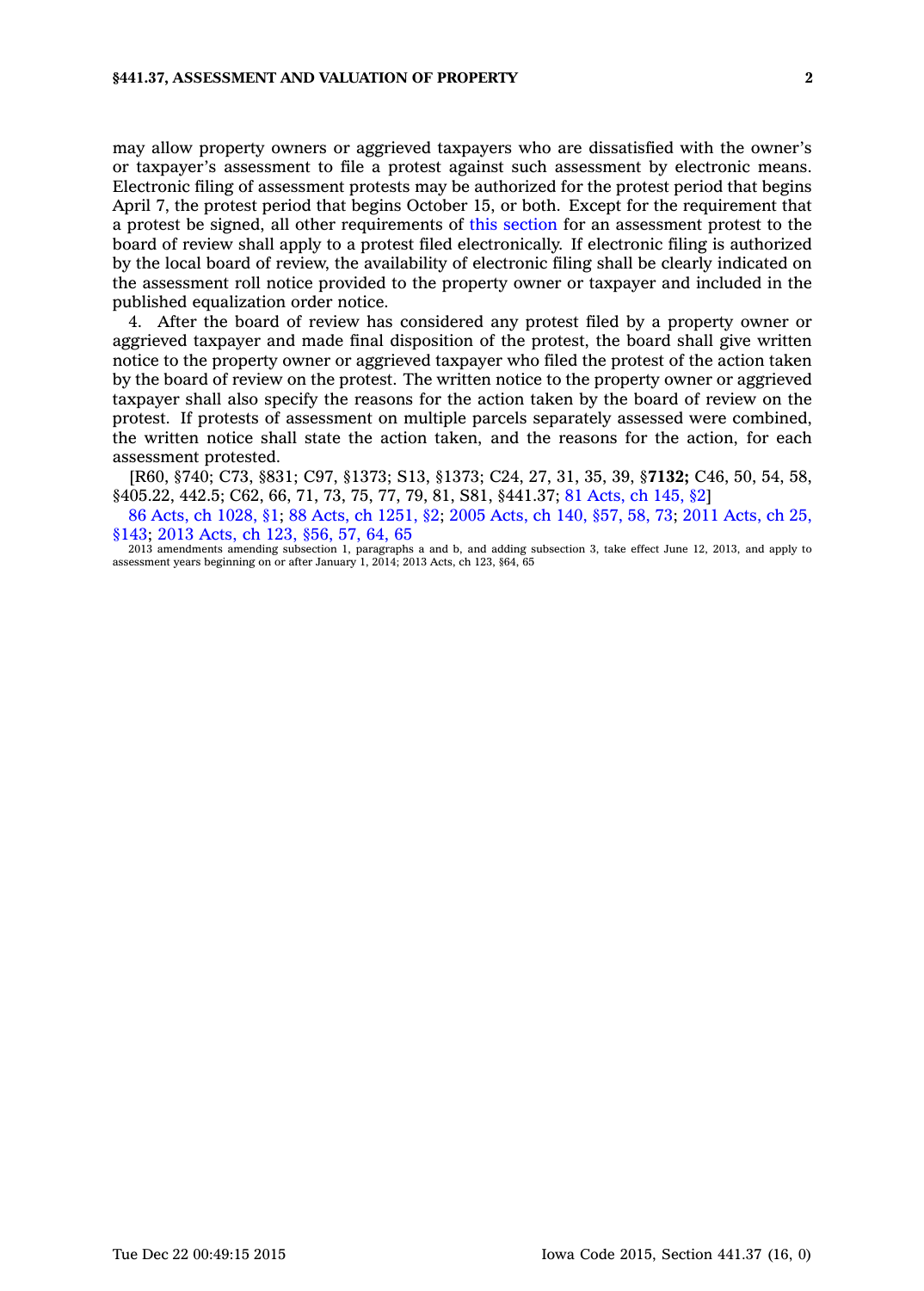may allow property owners or aggrieved taxpayers who are dissatisfied with the owner's or taxpayer's assessment to file a protest against such assessment by electronic means. Electronic filing of assessment protests may be authorized for the protest period that begins April 7, the protest period that begins October 15, or both. Except for the requirement that a protest be signed, all other requirements of this section for an assessment protest to the board of review shall apply to a protest filed electronically. If electronic filing is authorized by the local board of review, the availability of electronic filing shall be clearly indicated on the assessment roll notice provided to the property owner or taxpayer and included in the published equalization order notice.

4. After the board of review has considered any protest filed by a property owner or aggrieved taxpayer and made final disposition of the protest, the board shall give written notice to the property owner or aggrieved taxpayer who filed the protest of the action taken by the board of review on the protest. The written notice to the property owner or aggrieved taxpayer shall also specify the reasons for the action taken by the board of review on the protest. If protests of assessment on multiple parcels separately assessed were combined, the written notice shall state the action taken, and the reasons for the action, for each assessment protested.

[R60, §740; C73, §831; C97, §1373; S13, §1373; C24, 27, 31, 35, 39, §**7132;** C46, 50, 54, 58, §405.22, 442.5; C62, 66, 71, 73, 75, 77, 79, 81, S81, §441.37; 81 Acts, ch 145, §2]

86 Acts, ch 1028, §1; 88 Acts, ch 1251, §2; 2005 Acts, ch 140, §57, 58, 73; 2011 Acts, ch 25, §143; 2013 Acts, ch 123, §56, 57, 64, 65

2013 amendments amending subsection 1, paragraphs a and b, and adding subsection 3, take effect June 12, 2013, and apply to assessment years beginning on or after January 1, 2014; 2013 Acts, ch 123, §64, 65